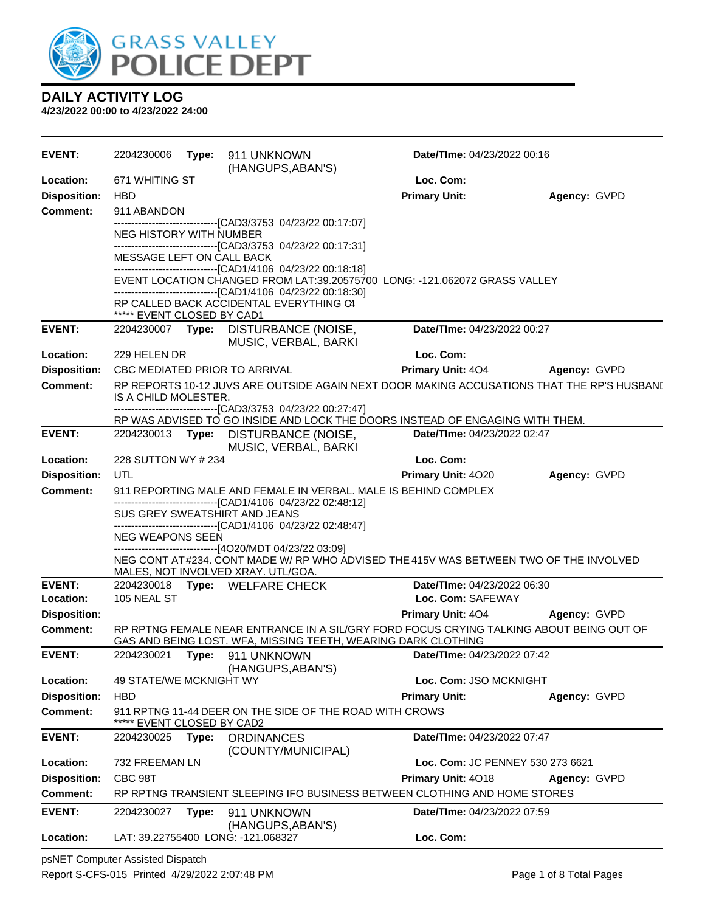# DAILY ACTIVITY LOG

**4/23/2022 00:00 to 4/23/2022 24:00**

| | | | | |
|---|---|---|---|---|
| **EVENT:** | 2204230006 **Type:** 911 UNKNOWN (HANGUPS,ABAN'S) | **Date/TIme:** 04/23/2022 00:16 | | |
| **Location:** | 671 WHITING ST | **Loc. Com:** | | |
| **Disposition:** | HBD | **Primary Unit:** | **Agency:** GVPD | |
| **Comment:** | 911 ABANDON<br>-------------------------------[CAD3/3753 04/23/22 00:17:07]<br>NEG HISTORY WITH NUMBER<br>-------------------------------[CAD3/3753 04/23/22 00:17:31]<br>MESSAGE LEFT ON CALL BACK<br>-------------------------------[CAD1/4106 04/23/22 00:18:18]<br>EVENT LOCATION CHANGED FROM LAT:39.20575700 LONG: -121.062072 GRASS VALLEY<br>-------------------------------[CAD1/4106 04/23/22 00:18:30]<br>RP CALLED BACK ACCIDENTAL EVERYTHING C4<br>***** EVENT CLOSED BY CAD1 | | | |
| **EVENT:** | 2204230007 **Type:** DISTURBANCE (NOISE, MUSIC, VERBAL, BARKI | **Date/TIme:** 04/23/2022 00:27 | | |
| **Location:** | 229 HELEN DR | **Loc. Com:** | | |
| **Disposition:** | CBC MEDIATED PRIOR TO ARRIVAL | **Primary Unit:** 4O4 | **Agency:** GVPD | |
| **Comment:** | RP REPORTS 10-12 JUVS ARE OUTSIDE AGAIN NEXT DOOR MAKING ACCUSATIONS THAT THE RP'S HUSBANI IS A CHILD MOLESTER.<br>-------------------------------[CAD3/3753 04/23/22 00:27:47]<br>RP WAS ADVISED TO GO INSIDE AND LOCK THE DOORS INSTEAD OF ENGAGING WITH THEM. | | | |
| **EVENT:** | 2204230013 **Type:** DISTURBANCE (NOISE, MUSIC, VERBAL, BARKI | **Date/TIme:** 04/23/2022 02:47 | | |
| **Location:** | 228 SUTTON WY # 234 | **Loc. Com:** | | |
| **Disposition:** | UTL | **Primary Unit:** 4O20 | **Agency:** GVPD | |
| **Comment:** | 911 REPORTING MALE AND FEMALE IN VERBAL. MALE IS BEHIND COMPLEX<br>-------------------------------[CAD1/4106 04/23/22 02:48:12]<br>SUS GREY SWEATSHIRT AND JEANS<br>-------------------------------[CAD1/4106 04/23/22 02:48:47]<br>NEG WEAPONS SEEN<br>-------------------------------[4O20/MDT 04/23/22 03:09]<br>NEG CONT AT #234. CONT MADE W/ RP WHO ADVISED THE 415V WAS BETWEEN TWO OF THE INVOLVED MALES, NOT INVOLVED XRAY. UTL/GOA. | | | |
| **EVENT:** | 2204230018 **Type:** WELFARE CHECK | **Date/TIme:** 04/23/2022 06:30 | | |
| **Location:** | 105 NEAL ST | **Loc. Com:** SAFEWAY | | |
| **Disposition:** | | **Primary Unit:** 4O4 | **Agency:** GVPD | |
| **Comment:** | RP RPTNG FEMALE NEAR ENTRANCE IN A SIL/GRY FORD FOCUS CRYING TALKING ABOUT BEING OUT OF GAS AND BEING LOST. WFA, MISSING TEETH, WEARING DARK CLOTHING | | | |
| **EVENT:** | 2204230021 **Type:** 911 UNKNOWN (HANGUPS,ABAN'S) | **Date/TIme:** 04/23/2022 07:42 | | |
| **Location:** | 49 STATE/WE MCKNIGHT WY | **Loc. Com:** JSO MCKNIGHT | | |
| **Disposition:** | HBD | **Primary Unit:** | **Agency:** GVPD | |
| **Comment:** | 911 RPTNG 11-44 DEER ON THE SIDE OF THE ROAD WITH CROWS<br>***** EVENT CLOSED BY CAD2 | | | |
| **EVENT:** | 2204230025 **Type:** ORDINANCES (COUNTY/MUNICIPAL) | **Date/TIme:** 04/23/2022 07:47 | | |
| **Location:** | 732 FREEMAN LN | **Loc. Com:** JC PENNEY 530 273 6621 | | |
| **Disposition:** | CBC 98T | **Primary Unit:** 4O18 | **Agency:** GVPD | |
| **Comment:** | RP RPTNG TRANSIENT SLEEPING IFO BUSINESS BETWEEN CLOTHING AND HOME STORES | | | |
| **EVENT:** | 2204230027 **Type:** 911 UNKNOWN (HANGUPS,ABAN'S) | **Date/TIme:** 04/23/2022 07:59 | | |
| **Location:** | LAT: 39.22755400 LONG: -121.068327 | **Loc. Com:** | | |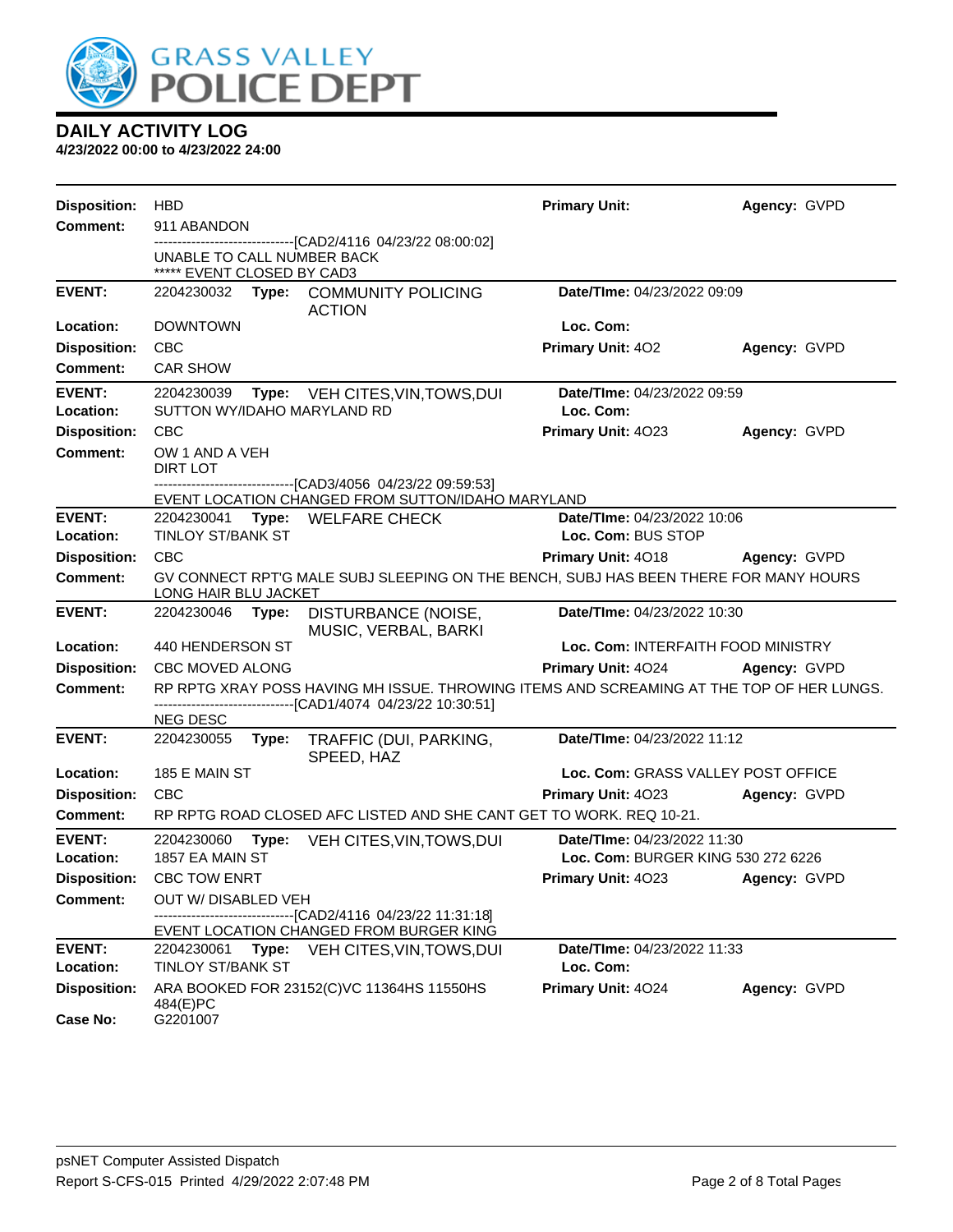# DAILY ACTIVITY LOG

**4/23/2022 00:00 to 4/23/2022 24:00**

**Disposition:** HBD | **Primary Unit:** | **Agency:** GVPD

**Comment:** 911 ABANDON

------------------------------[CAD2/4116 04/23/22 08:00:02]

UNABLE TO CALL NUMBER BACK

***** EVENT CLOSED BY CAD3

---

**EVENT:** 2204230032 **Type:** COMMUNITY POLICING ACTION | **Date/TIme:** 04/23/2022 09:09

**Location:** DOWNTOWN | **Loc. Com:**

**Disposition:** CBC | **Primary Unit:** 4O2 | **Agency:** GVPD

**Comment:** CAR SHOW

---

**EVENT:** 2204230039 **Type:** VEH CITES,VIN,TOWS,DUI | **Date/TIme:** 04/23/2022 09:59

**Location:** SUTTON WY/IDAHO MARYLAND RD | **Loc. Com:**

**Disposition:** CBC | **Primary Unit:** 4O23 | **Agency:** GVPD

**Comment:** OW 1 AND A VEH

DIRT LOT

------------------------------[CAD3/4056 04/23/22 09:59:53]

EVENT LOCATION CHANGED FROM SUTTON/IDAHO MARYLAND

---

**EVENT:** 2204230041 **Type:** WELFARE CHECK | **Date/TIme:** 04/23/2022 10:06

**Location:** TINLOY ST/BANK ST | **Loc. Com:** BUS STOP

**Disposition:** CBC | **Primary Unit:** 4O18 | **Agency:** GVPD

**Comment:** GV CONNECT RPT'G MALE SUBJ SLEEPING ON THE BENCH, SUBJ HAS BEEN THERE FOR MANY HOURS LONG HAIR BLU JACKET

---

**EVENT:** 2204230046 **Type:** DISTURBANCE (NOISE, MUSIC, VERBAL, BARKI | **Date/TIme:** 04/23/2022 10:30

**Location:** 440 HENDERSON ST | **Loc. Com:** INTERFAITH FOOD MINISTRY

**Disposition:** CBC MOVED ALONG | **Primary Unit:** 4O24 | **Agency:** GVPD

**Comment:** RP RPTG XRAY POSS HAVING MH ISSUE. THROWING ITEMS AND SCREAMING AT THE TOP OF HER LUNGS.

------------------------------[CAD1/4074 04/23/22 10:30:51]

NEG DESC

---

**EVENT:** 2204230055 **Type:** TRAFFIC (DUI, PARKING, SPEED, HAZ | **Date/TIme:** 04/23/2022 11:12

**Location:** 185 E MAIN ST | **Loc. Com:** GRASS VALLEY POST OFFICE

**Disposition:** CBC | **Primary Unit:** 4O23 | **Agency:** GVPD

**Comment:** RP RPTG ROAD CLOSED AFC LISTED AND SHE CANT GET TO WORK. REQ 10-21.

---

**EVENT:** 2204230060 **Type:** VEH CITES,VIN,TOWS,DUI | **Date/TIme:** 04/23/2022 11:30

**Location:** 1857 EA MAIN ST | **Loc. Com:** BURGER KING 530 272 6226

**Disposition:** CBC TOW ENRT | **Primary Unit:** 4O23 | **Agency:** GVPD

**Comment:** OUT W/ DISABLED VEH

------------------------------[CAD2/4116 04/23/22 11:31:18]

EVENT LOCATION CHANGED FROM BURGER KING

---

**EVENT:** 2204230061 **Type:** VEH CITES,VIN,TOWS,DUI | **Date/TIme:** 04/23/2022 11:33

**Location:** TINLOY ST/BANK ST | **Loc. Com:**

**Disposition:** ARA BOOKED FOR 23152(C)VC 11364HS 11550HS 484(E)PC | **Primary Unit:** 4O24 | **Agency:** GVPD

**Case No:** G2201007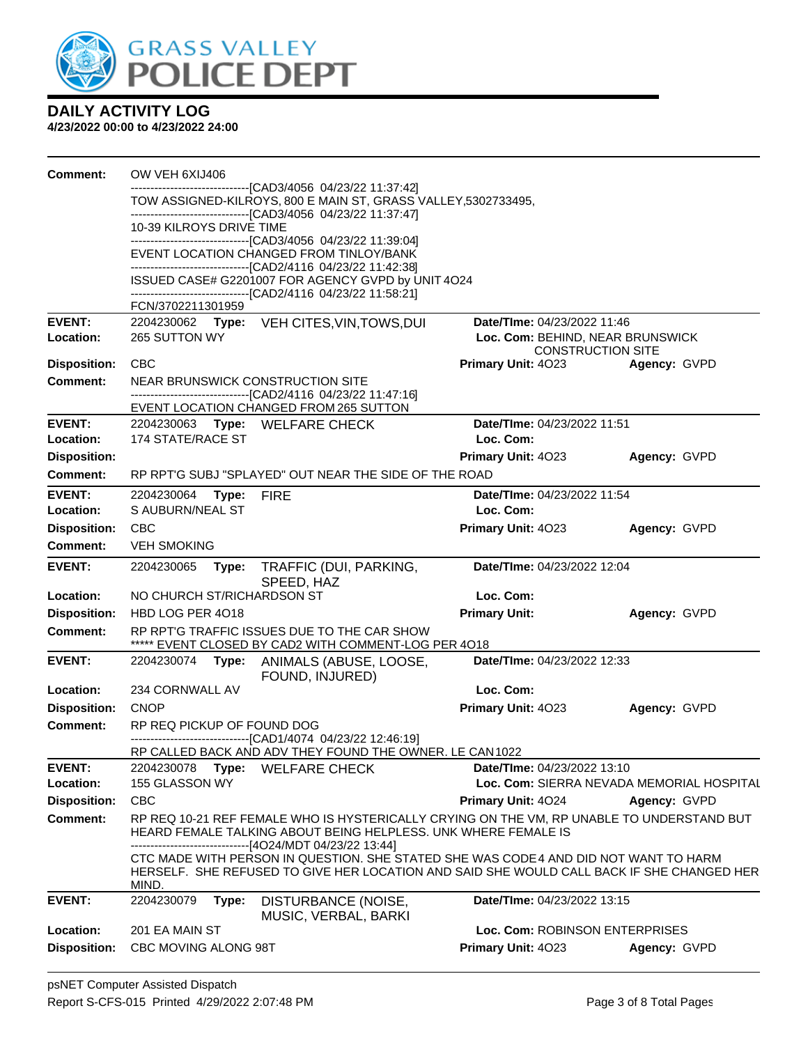# GRASS VALLEY POLICE DEPT

## DAILY ACTIVITY LOG

**4/23/2022 00:00 to 4/23/2022 24:00**

**Comment:** OW VEH 6XIJ406
------------------------------[CAD3/4056 04/23/22 11:37:42]
TOW ASSIGNED-KILROYS, 800 E MAIN ST, GRASS VALLEY,5302733495,
------------------------------[CAD3/4056 04/23/22 11:37:47]
10-39 KILROYS DRIVE TIME
------------------------------[CAD3/4056 04/23/22 11:39:04]
EVENT LOCATION CHANGED FROM TINLOY/BANK
------------------------------[CAD2/4116 04/23/22 11:42:38]
ISSUED CASE# G2201007 FOR AGENCY GVPD by UNIT 4O24
------------------------------[CAD2/4116 04/23/22 11:58:21]
FCN/3702211301959

---

**EVENT:** 2204230062 **Type:** VEH CITES,VIN,TOWS,DUI **Date/TIme:** 04/23/2022 11:46
**Location:** 265 SUTTON WY **Loc. Com:** BEHIND, NEAR BRUNSWICK CONSTRUCTION SITE
**Disposition:** CBC **Primary Unit:** 4O23 **Agency:** GVPD
**Comment:** NEAR BRUNSWICK CONSTRUCTION SITE
------------------------------[CAD2/4116 04/23/22 11:47:16]
EVENT LOCATION CHANGED FROM 265 SUTTON

---

**EVENT:** 2204230063 **Type:** WELFARE CHECK **Date/TIme:** 04/23/2022 11:51
**Location:** 174 STATE/RACE ST **Loc. Com:**
**Disposition:** **Primary Unit:** 4O23 **Agency:** GVPD
**Comment:** RP RPT'G SUBJ "SPLAYED" OUT NEAR THE SIDE OF THE ROAD

---

**EVENT:** 2204230064 **Type:** FIRE **Date/TIme:** 04/23/2022 11:54
**Location:** S AUBURN/NEAL ST **Loc. Com:**
**Disposition:** CBC **Primary Unit:** 4O23 **Agency:** GVPD
**Comment:** VEH SMOKING

---

**EVENT:** 2204230065 **Type:** TRAFFIC (DUI, PARKING, SPEED, HAZ **Date/TIme:** 04/23/2022 12:04
**Location:** NO CHURCH ST/RICHARDSON ST **Loc. Com:**
**Disposition:** HBD LOG PER 4O18 **Primary Unit:** **Agency:** GVPD
**Comment:** RP RPT'G TRAFFIC ISSUES DUE TO THE CAR SHOW
***** EVENT CLOSED BY CAD2 WITH COMMENT-LOG PER 4O18

---

**EVENT:** 2204230074 **Type:** ANIMALS (ABUSE, LOOSE, FOUND, INJURED) **Date/TIme:** 04/23/2022 12:33
**Location:** 234 CORNWALL AV **Loc. Com:**
**Disposition:** CNOP **Primary Unit:** 4O23 **Agency:** GVPD
**Comment:** RP REQ PICKUP OF FOUND DOG
------------------------------[CAD1/4074 04/23/22 12:46:19]
RP CALLED BACK AND ADV THEY FOUND THE OWNER. LE CAN1022

---

**EVENT:** 2204230078 **Type:** WELFARE CHECK **Date/TIme:** 04/23/2022 13:10
**Location:** 155 GLASSON WY **Loc. Com:** SIERRA NEVADA MEMORIAL HOSPITAL
**Disposition:** CBC **Primary Unit:** 4O24 **Agency:** GVPD
**Comment:** RP REQ 10-21 REF FEMALE WHO IS HYSTERICALLY CRYING ON THE VM, RP UNABLE TO UNDERSTAND BUT HEARD FEMALE TALKING ABOUT BEING HELPLESS. UNK WHERE FEMALE IS
------------------------------[4O24/MDT 04/23/22 13:44]
CTC MADE WITH PERSON IN QUESTION. SHE STATED SHE WAS CODE4 AND DID NOT WANT TO HARM HERSELF. SHE REFUSED TO GIVE HER LOCATION AND SAID SHE WOULD CALL BACK IF SHE CHANGED HER MIND.

---

**EVENT:** 2204230079 **Type:** DISTURBANCE (NOISE, MUSIC, VERBAL, BARKI **Date/TIme:** 04/23/2022 13:15
**Location:** 201 EA MAIN ST **Loc. Com:** ROBINSON ENTERPRISES
**Disposition:** CBC MOVING ALONG 98T **Primary Unit:** 4O23 **Agency:** GVPD

psNET Computer Assisted Dispatch
Report S-CFS-015 Printed 4/29/2022 2:07:48 PM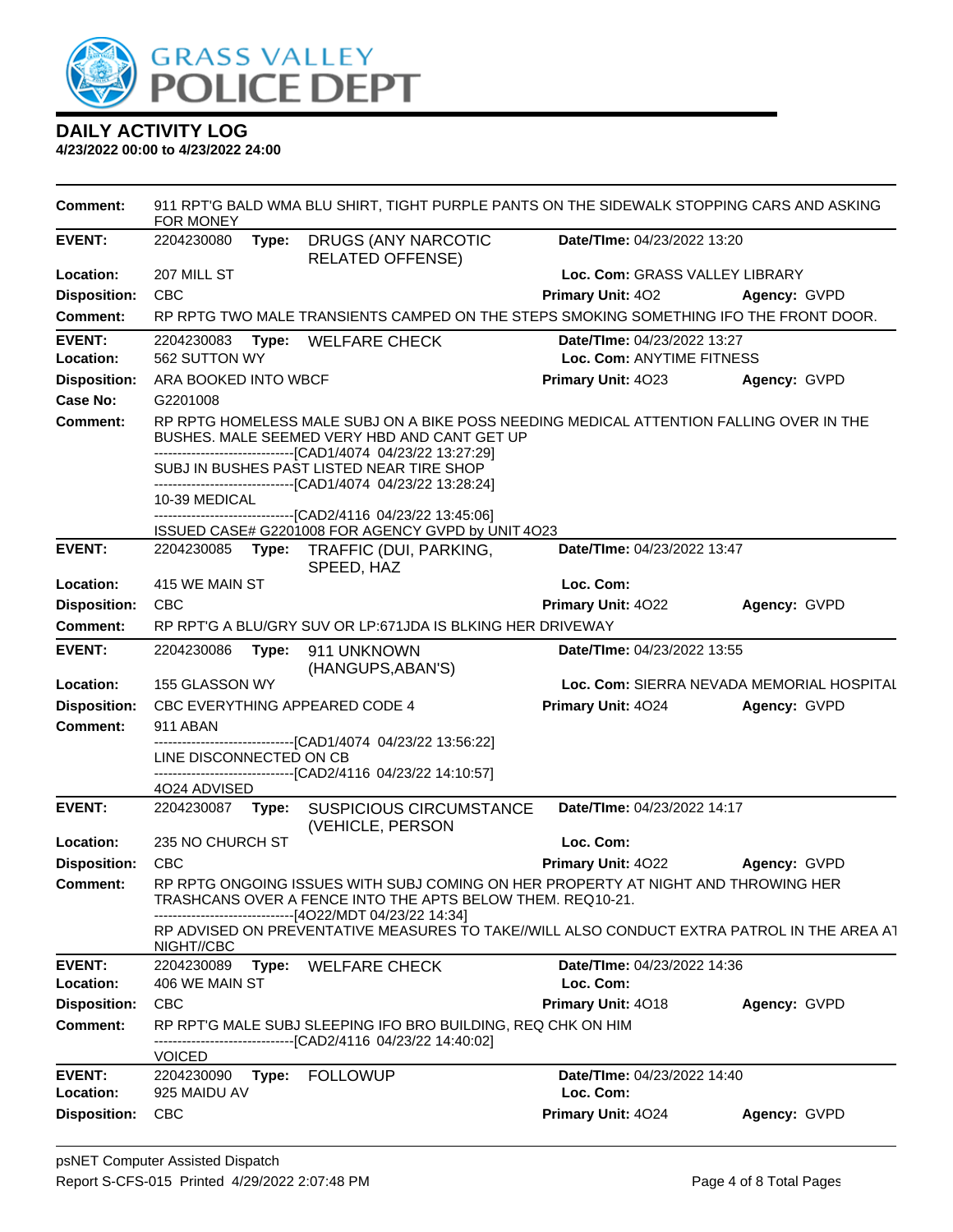# GRASS VALLEY POLICE DEPT

## DAILY ACTIVITY LOG

**4/23/2022 00:00 to 4/23/2022 24:00**

**Comment:** 911 RPT'G BALD WMA BLU SHIRT, TIGHT PURPLE PANTS ON THE SIDEWALK STOPPING CARS AND ASKING FOR MONEY

---

**EVENT:** 2204230080 **Type:** DRUGS (ANY NARCOTIC RELATED OFFENSE) **Date/TIme:** 04/23/2022 13:20
**Location:** 207 MILL ST **Loc. Com:** GRASS VALLEY LIBRARY
**Disposition:** CBC **Primary Unit:** 4O2 **Agency:** GVPD
**Comment:** RP RPTG TWO MALE TRANSIENTS CAMPED ON THE STEPS SMOKING SOMETHING IFO THE FRONT DOOR.

---

**EVENT:** 2204230083 **Type:** WELFARE CHECK **Date/TIme:** 04/23/2022 13:27
**Location:** 562 SUTTON WY **Loc. Com:** ANYTIME FITNESS
**Disposition:** ARA BOOKED INTO WBCF **Primary Unit:** 4O23 **Agency:** GVPD
**Case No:** G2201008
**Comment:** RP RPTG HOMELESS MALE SUBJ ON A BIKE POSS NEEDING MEDICAL ATTENTION FALLING OVER IN THE BUSHES. MALE SEEMED VERY HBD AND CANT GET UP
------------------------------[CAD1/4074 04/23/22 13:27:29]
SUBJ IN BUSHES PAST LISTED NEAR TIRE SHOP
------------------------------[CAD1/4074 04/23/22 13:28:24]
10-39 MEDICAL
------------------------------[CAD2/4116 04/23/22 13:45:06]
ISSUED CASE# G2201008 FOR AGENCY GVPD by UNIT 4O23

---

**EVENT:** 2204230085 **Type:** TRAFFIC (DUI, PARKING, SPEED, HAZ **Date/TIme:** 04/23/2022 13:47
**Location:** 415 WE MAIN ST **Loc. Com:**
**Disposition:** CBC **Primary Unit:** 4O22 **Agency:** GVPD
**Comment:** RP RPT'G A BLU/GRY SUV OR LP:671JDA IS BLKING HER DRIVEWAY

---

**EVENT:** 2204230086 **Type:** 911 UNKNOWN (HANGUPS,ABAN'S) **Date/TIme:** 04/23/2022 13:55
**Location:** 155 GLASSON WY **Loc. Com:** SIERRA NEVADA MEMORIAL HOSPITAL
**Disposition:** CBC EVERYTHING APPEARED CODE 4 **Primary Unit:** 4O24 **Agency:** GVPD
**Comment:** 911 ABAN
------------------------------[CAD1/4074 04/23/22 13:56:22]
LINE DISCONNECTED ON CB
------------------------------[CAD2/4116 04/23/22 14:10:57]
4O24 ADVISED

---

**EVENT:** 2204230087 **Type:** SUSPICIOUS CIRCUMSTANCE (VEHICLE, PERSON **Date/TIme:** 04/23/2022 14:17
**Location:** 235 NO CHURCH ST **Loc. Com:**
**Disposition:** CBC **Primary Unit:** 4O22 **Agency:** GVPD
**Comment:** RP RPTG ONGOING ISSUES WITH SUBJ COMING ON HER PROPERTY AT NIGHT AND THROWING HER TRASHCANS OVER A FENCE INTO THE APTS BELOW THEM. REQ10-21.
------------------------------[4O22/MDT 04/23/22 14:34]
RP ADVISED ON PREVENTATIVE MEASURES TO TAKE//WILL ALSO CONDUCT EXTRA PATROL IN THE AREA AT NIGHT//CBC

---

**EVENT:** 2204230089 **Type:** WELFARE CHECK **Date/TIme:** 04/23/2022 14:36
**Location:** 406 WE MAIN ST **Loc. Com:**
**Disposition:** CBC **Primary Unit:** 4O18 **Agency:** GVPD
**Comment:** RP RPT'G MALE SUBJ SLEEPING IFO BRO BUILDING, REQ CHK ON HIM
------------------------------[CAD2/4116 04/23/22 14:40:02]
VOICED

---

**EVENT:** 2204230090 **Type:** FOLLOWUP **Date/TIme:** 04/23/2022 14:40
**Location:** 925 MAIDU AV **Loc. Com:**
**Disposition:** CBC **Primary Unit:** 4O24 **Agency:** GVPD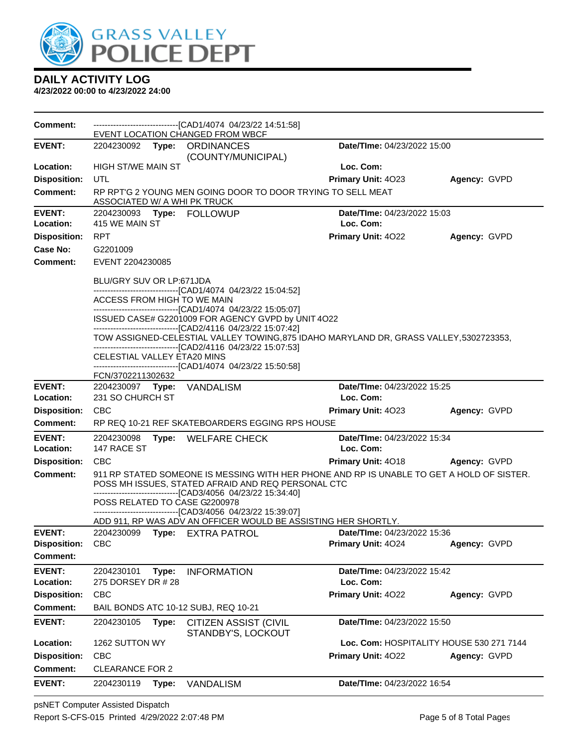# DAILY ACTIVITY LOG

**4/23/2022 00:00 to 4/23/2022 24:00**

**Comment:** ------------------------------[CAD1/4074 04/23/22 14:51:58]
EVENT LOCATION CHANGED FROM WBCF

---

**EVENT:** 2204230092 **Type:** ORDINANCES (COUNTY/MUNICIPAL) **Date/TIme:** 04/23/2022 15:00
**Location:** HIGH ST/WE MAIN ST **Loc. Com:**
**Disposition:** UTL **Primary Unit:** 4O23 **Agency:** GVPD
**Comment:** RP RPT'G 2 YOUNG MEN GOING DOOR TO DOOR TRYING TO SELL MEAT ASSOCIATED W/ A WHI PK TRUCK

---

**EVENT:** 2204230093 **Type:** FOLLOWUP **Date/TIme:** 04/23/2022 15:03
**Location:** 415 WE MAIN ST **Loc. Com:**
**Disposition:** RPT **Primary Unit:** 4O22 **Agency:** GVPD
**Case No:** G2201009
**Comment:** EVENT 2204230085

BLU/GRY SUV OR LP:671JDA
------------------------------[CAD1/4074 04/23/22 15:04:52]
ACCESS FROM HIGH TO WE MAIN
------------------------------[CAD1/4074 04/23/22 15:05:07]
ISSUED CASE# G2201009 FOR AGENCY GVPD by UNIT 4O22
------------------------------[CAD2/4116 04/23/22 15:07:42]
TOW ASSIGNED-CELESTIAL VALLEY TOWING,875 IDAHO MARYLAND DR, GRASS VALLEY,5302723353,
------------------------------[CAD2/4116 04/23/22 15:07:53]
CELESTIAL VALLEY ETA20 MINS
------------------------------[CAD1/4074 04/23/22 15:50:58]
FCN/3702211302632

---

**EVENT:** 2204230097 **Type:** VANDALISM **Date/TIme:** 04/23/2022 15:25
**Location:** 231 SO CHURCH ST **Loc. Com:**
**Disposition:** CBC **Primary Unit:** 4O23 **Agency:** GVPD
**Comment:** RP REQ 10-21 REF SKATEBOARDERS EGGING RPS HOUSE

---

**EVENT:** 2204230098 **Type:** WELFARE CHECK **Date/TIme:** 04/23/2022 15:34
**Location:** 147 RACE ST **Loc. Com:**
**Disposition:** CBC **Primary Unit:** 4O18 **Agency:** GVPD
**Comment:** 911 RP STATED SOMEONE IS MESSING WITH HER PHONE AND RP IS UNABLE TO GET A HOLD OF SISTER. POSS MH ISSUES, STATED AFRAID AND REQ PERSONAL CTC
------------------------------[CAD3/4056 04/23/22 15:34:40]
POSS RELATED TO CASE G2200978
------------------------------[CAD3/4056 04/23/22 15:39:07]
ADD 911, RP WAS ADV AN OFFICER WOULD BE ASSISTING HER SHORTLY.

---

**EVENT:** 2204230099 **Type:** EXTRA PATROL **Date/TIme:** 04/23/2022 15:36
**Disposition:** CBC **Primary Unit:** 4O24 **Agency:** GVPD
**Comment:**

---

**EVENT:** 2204230101 **Type:** INFORMATION **Date/TIme:** 04/23/2022 15:42
**Location:** 275 DORSEY DR # 28 **Loc. Com:**
**Disposition:** CBC **Primary Unit:** 4O22 **Agency:** GVPD
**Comment:** BAIL BONDS ATC 10-12 SUBJ, REQ 10-21

---

**EVENT:** 2204230105 **Type:** CITIZEN ASSIST (CIVIL STANDBY'S, LOCKOUT **Date/TIme:** 04/23/2022 15:50
**Location:** 1262 SUTTON WY **Loc. Com:** HOSPITALITY HOUSE 530 271 7144
**Disposition:** CBC **Primary Unit:** 4O22 **Agency:** GVPD
**Comment:** CLEARANCE FOR 2

---

**EVENT:** 2204230119 **Type:** VANDALISM **Date/TIme:** 04/23/2022 16:54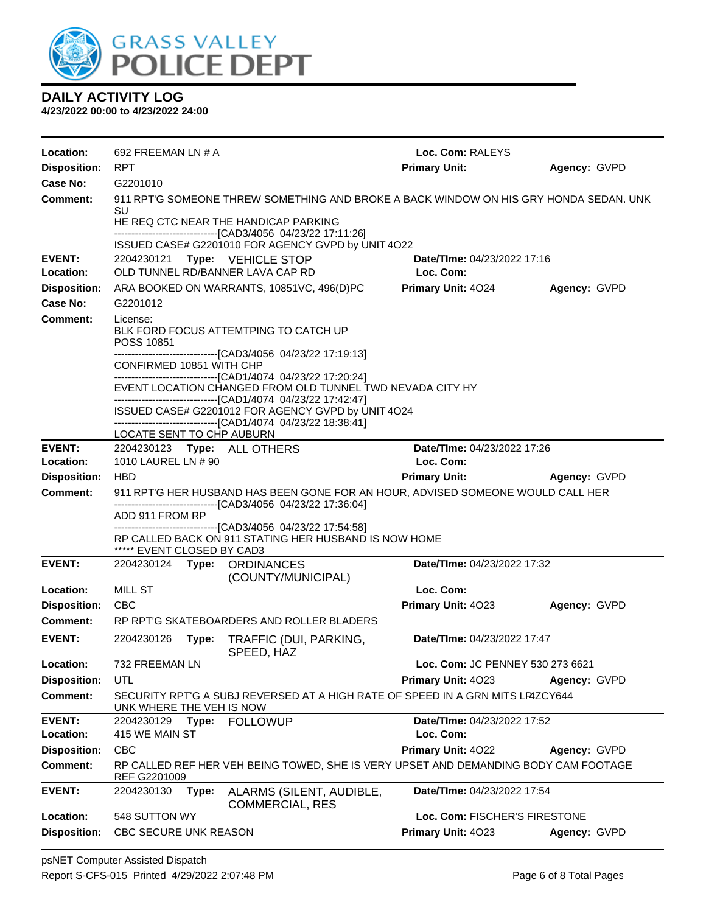# GRASS VALLEY POLICE DEPT

## DAILY ACTIVITY LOG

**4/23/2022 00:00 to 4/23/2022 24:00**

| | | | |
|---|---|---|---|
| **Location:** 692 FREEMAN LN # A | **Loc. Com:** RALEYS | | |
| **Disposition:** RPT | **Primary Unit:** | **Agency:** GVPD | |
| **Case No:** G2201010 | | | |

**Comment:** 911 RPT'G SOMEONE THREW SOMETHING AND BROKE A BACK WINDOW ON HIS GRY HONDA SEDAN. UNK SU
HE REQ CTC NEAR THE HANDICAP PARKING
-------------------------------[CAD3/4056 04/23/22 17:11:26]
ISSUED CASE# G2201010 FOR AGENCY GVPD by UNIT 4O22

---

**EVENT:** 2204230121 **Type:** VEHICLE STOP **Date/TIme:** 04/23/2022 17:16
**Location:** OLD TUNNEL RD/BANNER LAVA CAP RD **Loc. Com:**
**Disposition:** ARA BOOKED ON WARRANTS, 10851VC, 496(D)PC **Primary Unit:** 4O24 **Agency:** GVPD
**Case No:** G2201012
**Comment:** License:
BLK FORD FOCUS ATTEMTPING TO CATCH UP
POSS 10851
-------------------------------[CAD3/4056 04/23/22 17:19:13]
CONFIRMED 10851 WITH CHP
-------------------------------[CAD1/4074 04/23/22 17:20:24]
EVENT LOCATION CHANGED FROM OLD TUNNEL TWD NEVADA CITY HY
-------------------------------[CAD1/4074 04/23/22 17:42:47]
ISSUED CASE# G2201012 FOR AGENCY GVPD by UNIT 4O24
-------------------------------[CAD1/4074 04/23/22 18:38:41]
LOCATE SENT TO CHP AUBURN

---

**EVENT:** 2204230123 **Type:** ALL OTHERS **Date/TIme:** 04/23/2022 17:26
**Location:** 1010 LAUREL LN # 90 **Loc. Com:**
**Disposition:** HBD **Primary Unit:** **Agency:** GVPD
**Comment:** 911 RPT'G HER HUSBAND HAS BEEN GONE FOR AN HOUR, ADVISED SOMEONE WOULD CALL HER
-------------------------------[CAD3/4056 04/23/22 17:36:04]
ADD 911 FROM RP
-------------------------------[CAD3/4056 04/23/22 17:54:58]
RP CALLED BACK ON 911 STATING HER HUSBAND IS NOW HOME
***** EVENT CLOSED BY CAD3

---

**EVENT:** 2204230124 **Type:** ORDINANCES (COUNTY/MUNICIPAL) **Date/TIme:** 04/23/2022 17:32
**Location:** MILL ST **Loc. Com:**
**Disposition:** CBC **Primary Unit:** 4O23 **Agency:** GVPD
**Comment:** RP RPT'G SKATEBOARDERS AND ROLLER BLADERS

---

**EVENT:** 2204230126 **Type:** TRAFFIC (DUI, PARKING, SPEED, HAZ **Date/TIme:** 04/23/2022 17:47
**Location:** 732 FREEMAN LN **Loc. Com:** JC PENNEY 530 273 6621
**Disposition:** UTL **Primary Unit:** 4O23 **Agency:** GVPD
**Comment:** SECURITY RPT'G A SUBJ REVERSED AT A HIGH RATE OF SPEED IN A GRN MITS LP4ZCY644
UNK WHERE THE VEH IS NOW

---

**EVENT:** 2204230129 **Type:** FOLLOWUP **Date/TIme:** 04/23/2022 17:52
**Location:** 415 WE MAIN ST **Loc. Com:**
**Disposition:** CBC **Primary Unit:** 4O22 **Agency:** GVPD
**Comment:** RP CALLED REF HER VEH BEING TOWED, SHE IS VERY UPSET AND DEMANDING BODY CAM FOOTAGE REF G2201009

---

**EVENT:** 2204230130 **Type:** ALARMS (SILENT, AUDIBLE, COMMERCIAL, RES **Date/TIme:** 04/23/2022 17:54
**Location:** 548 SUTTON WY **Loc. Com:** FISCHER'S FIRESTONE
**Disposition:** CBC SECURE UNK REASON **Primary Unit:** 4O23 **Agency:** GVPD

---

psNET Computer Assisted Dispatch
Report S-CFS-015 Printed 4/29/2022 2:07:48 PM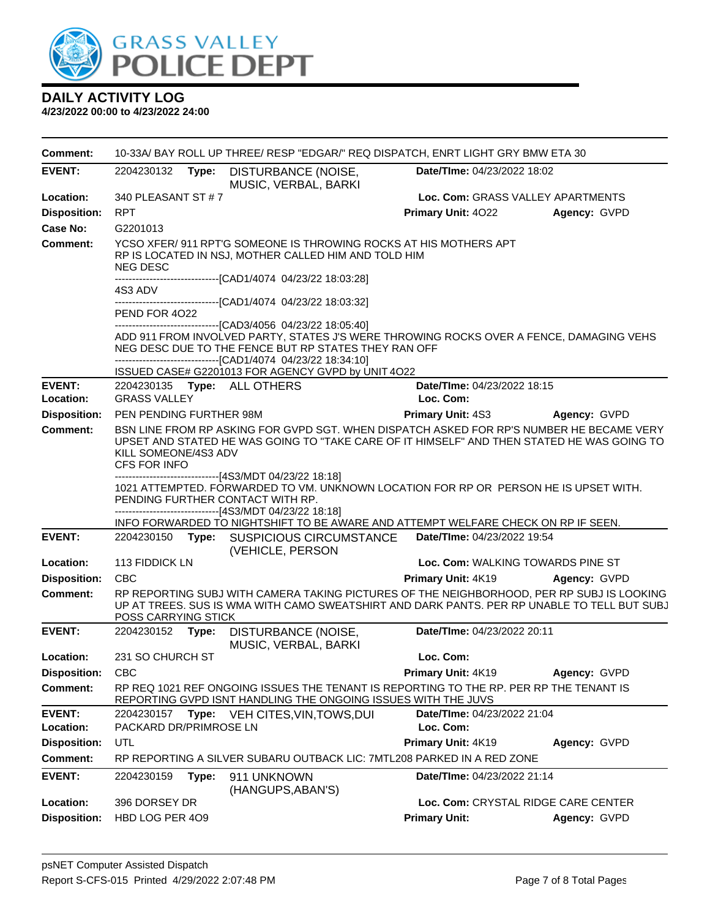# GRASS VALLEY POLICE DEPT

## DAILY ACTIVITY LOG

**4/23/2022 00:00 to 4/23/2022 24:00**

**Comment:** 10-33A/ BAY ROLL UP THREE/ RESP "EDGAR/" REQ DISPATCH, ENRT LIGHT GRY BMW ETA 30

---

**EVENT:** 2204230132 **Type:** DISTURBANCE (NOISE, MUSIC, VERBAL, BARKI **Date/TIme:** 04/23/2022 18:02
**Location:** 340 PLEASANT ST # 7 **Loc. Com:** GRASS VALLEY APARTMENTS
**Disposition:** RPT **Primary Unit:** 4O22 **Agency:** GVPD
**Case No:** G2201013
**Comment:** YCSO XFER/ 911 RPT'G SOMEONE IS THROWING ROCKS AT HIS MOTHERS APT
RP IS LOCATED IN NSJ, MOTHER CALLED HIM AND TOLD HIM
NEG DESC
------------------------------[CAD1/4074 04/23/22 18:03:28]
4S3 ADV
------------------------------[CAD1/4074 04/23/22 18:03:32]
PEND FOR 4O22
------------------------------[CAD3/4056 04/23/22 18:05:40]
ADD 911 FROM INVOLVED PARTY, STATES J'S WERE THROWING ROCKS OVER A FENCE, DAMAGING VEHS
NEG DESC DUE TO THE FENCE BUT RP STATES THEY RAN OFF
------------------------------[CAD1/4074 04/23/22 18:34:10]
ISSUED CASE# G2201013 FOR AGENCY GVPD by UNIT 4O22

---

**EVENT:** 2204230135 **Type:** ALL OTHERS **Date/TIme:** 04/23/2022 18:15
**Location:** GRASS VALLEY **Loc. Com:**
**Disposition:** PEN PENDING FURTHER 98M **Primary Unit:** 4S3 **Agency:** GVPD
**Comment:** BSN LINE FROM RP ASKING FOR GVPD SGT. WHEN DISPATCH ASKED FOR RP'S NUMBER HE BECAME VERY UPSET AND STATED HE WAS GOING TO "TAKE CARE OF IT HIMSELF" AND THEN STATED HE WAS GOING TO KILL SOMEONE/4S3 ADV
CFS FOR INFO
------------------------------[4S3/MDT 04/23/22 18:18]
1021 ATTEMPTED. FORWARDED TO VM. UNKNOWN LOCATION FOR RP OR PERSON HE IS UPSET WITH.
PENDING FURTHER CONTACT WITH RP.
------------------------------[4S3/MDT 04/23/22 18:18]
INFO FORWARDED TO NIGHTSHIFT TO BE AWARE AND ATTEMPT WELFARE CHECK ON RP IF SEEN.

---

**EVENT:** 2204230150 **Type:** SUSPICIOUS CIRCUMSTANCE (VEHICLE, PERSON **Date/TIme:** 04/23/2022 19:54
**Location:** 113 FIDDICK LN **Loc. Com:** WALKING TOWARDS PINE ST
**Disposition:** CBC **Primary Unit:** 4K19 **Agency:** GVPD
**Comment:** RP REPORTING SUBJ WITH CAMERA TAKING PICTURES OF THE NEIGHBORHOOD, PER RP SUBJ IS LOOKING UP AT TREES. SUS IS WMA WITH CAMO SWEATSHIRT AND DARK PANTS. PER RP UNABLE TO TELL BUT SUBJ POSS CARRYING STICK

---

**EVENT:** 2204230152 **Type:** DISTURBANCE (NOISE, MUSIC, VERBAL, BARKI **Date/TIme:** 04/23/2022 20:11
**Location:** 231 SO CHURCH ST **Loc. Com:**
**Disposition:** CBC **Primary Unit:** 4K19 **Agency:** GVPD
**Comment:** RP REQ 1021 REF ONGOING ISSUES THE TENANT IS REPORTING TO THE RP. PER RP THE TENANT IS REPORTING GVPD ISNT HANDLING THE ONGOING ISSUES WITH THE JUVS

---

**EVENT:** 2204230157 **Type:** VEH CITES,VIN,TOWS,DUI **Date/TIme:** 04/23/2022 21:04
**Location:** PACKARD DR/PRIMROSE LN **Loc. Com:**
**Disposition:** UTL **Primary Unit:** 4K19 **Agency:** GVPD
**Comment:** RP REPORTING A SILVER SUBARU OUTBACK LIC: 7MTL208 PARKED IN A RED ZONE

---

**EVENT:** 2204230159 **Type:** 911 UNKNOWN (HANGUPS,ABAN'S) **Date/TIme:** 04/23/2022 21:14
**Location:** 396 DORSEY DR **Loc. Com:** CRYSTAL RIDGE CARE CENTER
**Disposition:** HBD LOG PER 4O9 **Primary Unit:** **Agency:** GVPD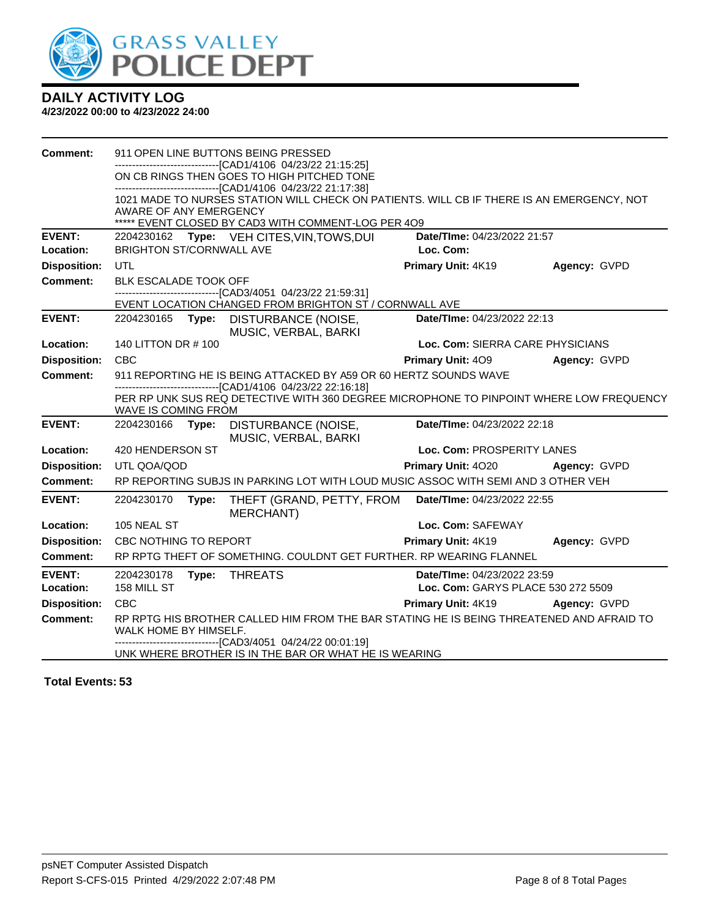# GRASS VALLEY POLICE DEPT

## DAILY ACTIVITY LOG

**4/23/2022 00:00 to 4/23/2022 24:00**

**Comment:** 911 OPEN LINE BUTTONS BEING PRESSED
------------------------------[CAD1/4106 04/23/22 21:15:25]
ON CB RINGS THEN GOES TO HIGH PITCHED TONE
------------------------------[CAD1/4106 04/23/22 21:17:38]
1021 MADE TO NURSES STATION WILL CHECK ON PATIENTS. WILL CB IF THERE IS AN EMERGENCY, NOT AWARE OF ANY EMERGENCY
***** EVENT CLOSED BY CAD3 WITH COMMENT-LOG PER 4O9

---

**EVENT:** 2204230162 **Type:** VEH CITES,VIN,TOWS,DUI **Date/TIme:** 04/23/2022 21:57
**Location:** BRIGHTON ST/CORNWALL AVE **Loc. Com:**
**Disposition:** UTL **Primary Unit:** 4K19 **Agency:** GVPD
**Comment:** BLK ESCALADE TOOK OFF
------------------------------[CAD3/4051 04/23/22 21:59:31]
EVENT LOCATION CHANGED FROM BRIGHTON ST / CORNWALL AVE

---

**EVENT:** 2204230165 **Type:** DISTURBANCE (NOISE, MUSIC, VERBAL, BARKI **Date/TIme:** 04/23/2022 22:13
**Location:** 140 LITTON DR # 100 **Loc. Com:** SIERRA CARE PHYSICIANS
**Disposition:** CBC **Primary Unit:** 4O9 **Agency:** GVPD
**Comment:** 911 REPORTING HE IS BEING ATTACKED BY A59 OR 60 HERTZ SOUNDS WAVE
------------------------------[CAD1/4106 04/23/22 22:16:18]
PER RP UNK SUS REQ DETECTIVE WITH 360 DEGREE MICROPHONE TO PINPOINT WHERE LOW FREQUENCY WAVE IS COMING FROM

---

**EVENT:** 2204230166 **Type:** DISTURBANCE (NOISE, MUSIC, VERBAL, BARKI **Date/TIme:** 04/23/2022 22:18
**Location:** 420 HENDERSON ST **Loc. Com:** PROSPERITY LANES
**Disposition:** UTL QOA/QOD **Primary Unit:** 4O20 **Agency:** GVPD
**Comment:** RP REPORTING SUBJS IN PARKING LOT WITH LOUD MUSIC ASSOC WITH SEMI AND 3 OTHER VEH

---

**EVENT:** 2204230170 **Type:** THEFT (GRAND, PETTY, FROM MERCHANT) **Date/TIme:** 04/23/2022 22:55
**Location:** 105 NEAL ST **Loc. Com:** SAFEWAY
**Disposition:** CBC NOTHING TO REPORT **Primary Unit:** 4K19 **Agency:** GVPD
**Comment:** RP RPTG THEFT OF SOMETHING. COULDNT GET FURTHER. RP WEARING FLANNEL

---

**EVENT:** 2204230178 **Type:** THREATS **Date/TIme:** 04/23/2022 23:59
**Location:** 158 MILL ST **Loc. Com:** GARYS PLACE 530 272 5509
**Disposition:** CBC **Primary Unit:** 4K19 **Agency:** GVPD
**Comment:** RP RPTG HIS BROTHER CALLED HIM FROM THE BAR STATING HE IS BEING THREATENED AND AFRAID TO WALK HOME BY HIMSELF.
------------------------------[CAD3/4051 04/24/22 00:01:19]
UNK WHERE BROTHER IS IN THE BAR OR WHAT HE IS WEARING

---

**Total Events: 53**

psNET Computer Assisted Dispatch
Report S-CFS-015 Printed 4/29/2022 2:07:48 PM